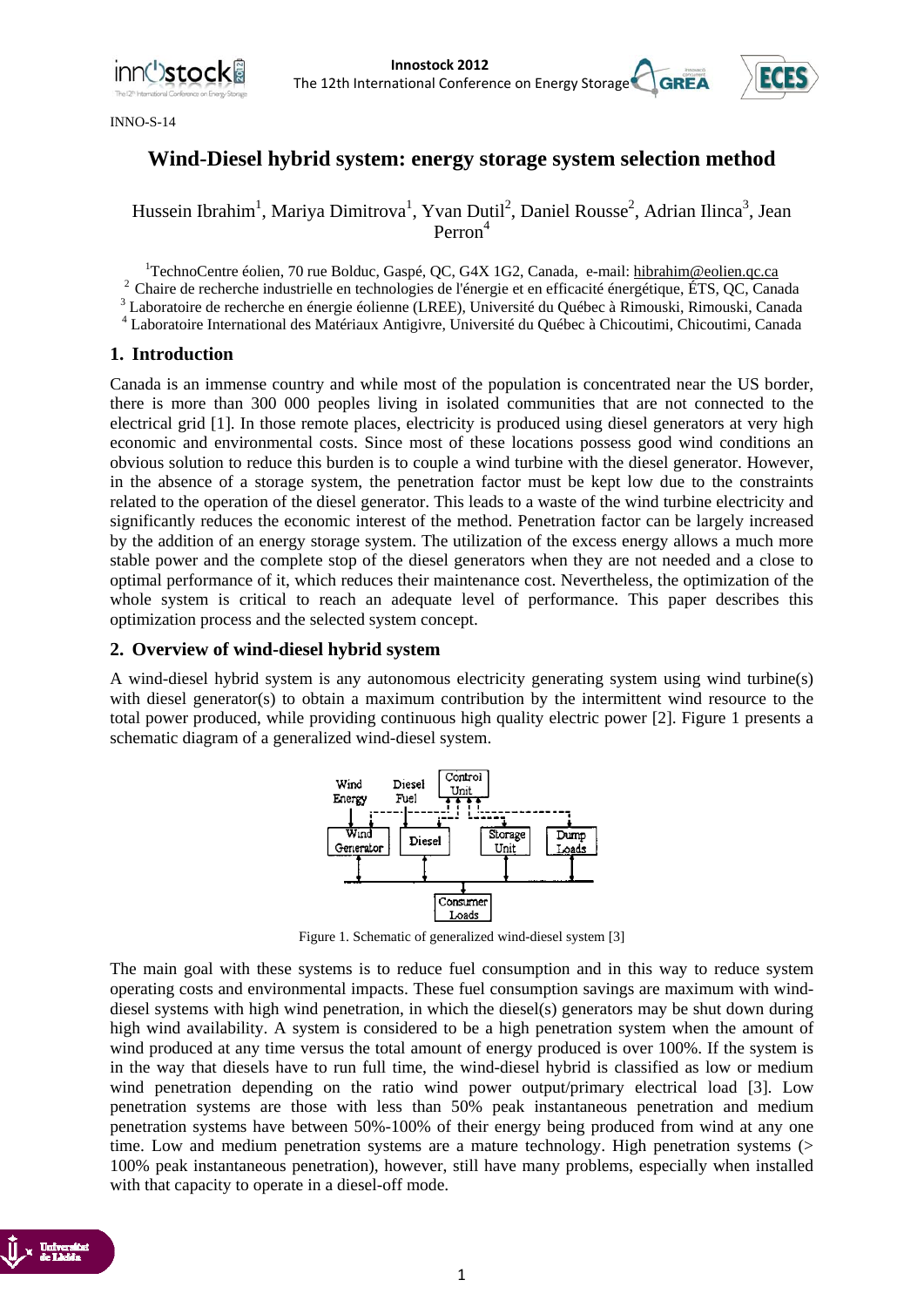INNO-S-14

# Wind-Diesel hybrid system: energy storage system selection method

Hussein Ibrahim[1], Mariya Dimitrova[1], Yvan Dutil[2], Daniel Rousse[2], Adrian Ilinca[3], Jean Perron[4]

[1]TechnoCentre éolien, 70 rue Bolduc, Gaspé, QC, G4X 1G2, Canada, e-mail: hibrahim@eolien.qc.ca
[2] Chaire de recherche industrielle en technologies de l'énergie et en efficacité énergétique, ÉTS, QC, Canada
[3] Laboratoire de recherche en énergie éolienne (LREE), Université du Québec à Rimouski, Rimouski, Canada
[4] Laboratoire International des Matériaux Antigivre, Université du Québec à Chicoutimi, Chicoutimi, Canada

## 1. Introduction

Canada is an immense country and while most of the population is concentrated near the US border, there is more than 300 000 peoples living in isolated communities that are not connected to the electrical grid [1]. In those remote places, electricity is produced using diesel generators at very high economic and environmental costs. Since most of these locations possess good wind conditions an obvious solution to reduce this burden is to couple a wind turbine with the diesel generator. However, in the absence of a storage system, the penetration factor must be kept low due to the constraints related to the operation of the diesel generator. This leads to a waste of the wind turbine electricity and significantly reduces the economic interest of the method. Penetration factor can be largely increased by the addition of an energy storage system. The utilization of the excess energy allows a much more stable power and the complete stop of the diesel generators when they are not needed and a close to optimal performance of it, which reduces their maintenance cost. Nevertheless, the optimization of the whole system is critical to reach an adequate level of performance. This paper describes this optimization process and the selected system concept.

## 2. Overview of wind-diesel hybrid system

A wind-diesel hybrid system is any autonomous electricity generating system using wind turbine(s) with diesel generator(s) to obtain a maximum contribution by the intermittent wind resource to the total power produced, while providing continuous high quality electric power [2]. Figure 1 presents a schematic diagram of a generalized wind-diesel system.

Figure 1. Schematic of generalized wind-diesel system [3]

The main goal with these systems is to reduce fuel consumption and in this way to reduce system operating costs and environmental impacts. These fuel consumption savings are maximum with wind-diesel systems with high wind penetration, in which the diesel(s) generators may be shut down during high wind availability. A system is considered to be a high penetration system when the amount of wind produced at any time versus the total amount of energy produced is over 100%. If the system is in the way that diesels have to run full time, the wind-diesel hybrid is classified as low or medium wind penetration depending on the ratio wind power output/primary electrical load [3]. Low penetration systems are those with less than 50% peak instantaneous penetration and medium penetration systems have between 50%-100% of their energy being produced from wind at any one time. Low and medium penetration systems are a mature technology. High penetration systems (> 100% peak instantaneous penetration), however, still have many problems, especially when installed with that capacity to operate in a diesel-off mode.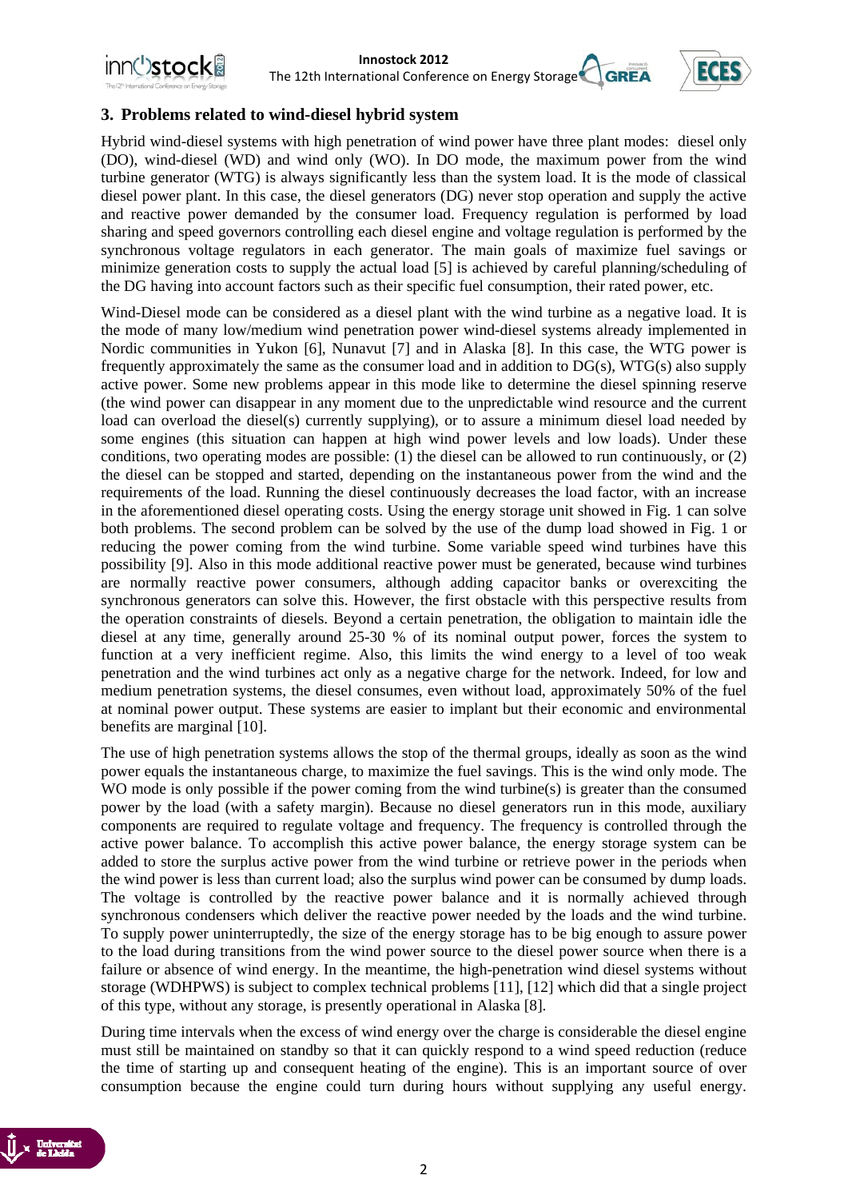## 3. Problems related to wind-diesel hybrid system

Hybrid wind-diesel systems with high penetration of wind power have three plant modes: diesel only (DO), wind-diesel (WD) and wind only (WO). In DO mode, the maximum power from the wind turbine generator (WTG) is always significantly less than the system load. It is the mode of classical diesel power plant. In this case, the diesel generators (DG) never stop operation and supply the active and reactive power demanded by the consumer load. Frequency regulation is performed by load sharing and speed governors controlling each diesel engine and voltage regulation is performed by the synchronous voltage regulators in each generator. The main goals of maximize fuel savings or minimize generation costs to supply the actual load [5] is achieved by careful planning/scheduling of the DG having into account factors such as their specific fuel consumption, their rated power, etc.

Wind-Diesel mode can be considered as a diesel plant with the wind turbine as a negative load. It is the mode of many low/medium wind penetration power wind-diesel systems already implemented in Nordic communities in Yukon [6], Nunavut [7] and in Alaska [8]. In this case, the WTG power is frequently approximately the same as the consumer load and in addition to DG(s), WTG(s) also supply active power. Some new problems appear in this mode like to determine the diesel spinning reserve (the wind power can disappear in any moment due to the unpredictable wind resource and the current load can overload the diesel(s) currently supplying), or to assure a minimum diesel load needed by some engines (this situation can happen at high wind power levels and low loads). Under these conditions, two operating modes are possible: (1) the diesel can be allowed to run continuously, or (2) the diesel can be stopped and started, depending on the instantaneous power from the wind and the requirements of the load. Running the diesel continuously decreases the load factor, with an increase in the aforementioned diesel operating costs. Using the energy storage unit showed in Fig. 1 can solve both problems. The second problem can be solved by the use of the dump load showed in Fig. 1 or reducing the power coming from the wind turbine. Some variable speed wind turbines have this possibility [9]. Also in this mode additional reactive power must be generated, because wind turbines are normally reactive power consumers, although adding capacitor banks or overexciting the synchronous generators can solve this. However, the first obstacle with this perspective results from the operation constraints of diesels. Beyond a certain penetration, the obligation to maintain idle the diesel at any time, generally around 25-30 % of its nominal output power, forces the system to function at a very inefficient regime. Also, this limits the wind energy to a level of too weak penetration and the wind turbines act only as a negative charge for the network. Indeed, for low and medium penetration systems, the diesel consumes, even without load, approximately 50% of the fuel at nominal power output. These systems are easier to implant but their economic and environmental benefits are marginal [10].

The use of high penetration systems allows the stop of the thermal groups, ideally as soon as the wind power equals the instantaneous charge, to maximize the fuel savings. This is the wind only mode. The WO mode is only possible if the power coming from the wind turbine(s) is greater than the consumed power by the load (with a safety margin). Because no diesel generators run in this mode, auxiliary components are required to regulate voltage and frequency. The frequency is controlled through the active power balance. To accomplish this active power balance, the energy storage system can be added to store the surplus active power from the wind turbine or retrieve power in the periods when the wind power is less than current load; also the surplus wind power can be consumed by dump loads. The voltage is controlled by the reactive power balance and it is normally achieved through synchronous condensers which deliver the reactive power needed by the loads and the wind turbine. To supply power uninterruptedly, the size of the energy storage has to be big enough to assure power to the load during transitions from the wind power source to the diesel power source when there is a failure or absence of wind energy. In the meantime, the high-penetration wind diesel systems without storage (WDHPWS) is subject to complex technical problems [11], [12] which did that a single project of this type, without any storage, is presently operational in Alaska [8].

During time intervals when the excess of wind energy over the charge is considerable the diesel engine must still be maintained on standby so that it can quickly respond to a wind speed reduction (reduce the time of starting up and consequent heating of the engine). This is an important source of over consumption because the engine could turn during hours without supplying any useful energy.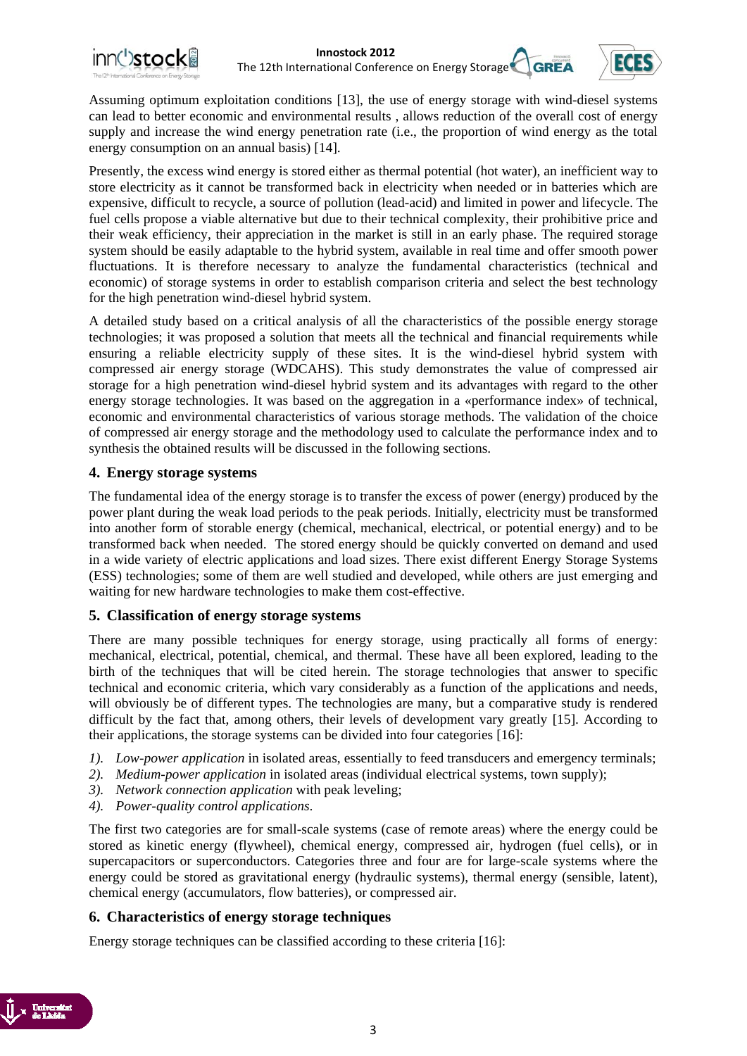Assuming optimum exploitation conditions [13], the use of energy storage with wind-diesel systems can lead to better economic and environmental results , allows reduction of the overall cost of energy supply and increase the wind energy penetration rate (i.e., the proportion of wind energy as the total energy consumption on an annual basis) [14].

Presently, the excess wind energy is stored either as thermal potential (hot water), an inefficient way to store electricity as it cannot be transformed back in electricity when needed or in batteries which are expensive, difficult to recycle, a source of pollution (lead-acid) and limited in power and lifecycle. The fuel cells propose a viable alternative but due to their technical complexity, their prohibitive price and their weak efficiency, their appreciation in the market is still in an early phase. The required storage system should be easily adaptable to the hybrid system, available in real time and offer smooth power fluctuations. It is therefore necessary to analyze the fundamental characteristics (technical and economic) of storage systems in order to establish comparison criteria and select the best technology for the high penetration wind-diesel hybrid system.

A detailed study based on a critical analysis of all the characteristics of the possible energy storage technologies; it was proposed a solution that meets all the technical and financial requirements while ensuring a reliable electricity supply of these sites. It is the wind-diesel hybrid system with compressed air energy storage (WDCAHS). This study demonstrates the value of compressed air storage for a high penetration wind-diesel hybrid system and its advantages with regard to the other energy storage technologies. It was based on the aggregation in a «performance index» of technical, economic and environmental characteristics of various storage methods. The validation of the choice of compressed air energy storage and the methodology used to calculate the performance index and to synthesis the obtained results will be discussed in the following sections.

## 4. Energy storage systems

The fundamental idea of the energy storage is to transfer the excess of power (energy) produced by the power plant during the weak load periods to the peak periods. Initially, electricity must be transformed into another form of storable energy (chemical, mechanical, electrical, or potential energy) and to be transformed back when needed. The stored energy should be quickly converted on demand and used in a wide variety of electric applications and load sizes. There exist different Energy Storage Systems (ESS) technologies; some of them are well studied and developed, while others are just emerging and waiting for new hardware technologies to make them cost-effective.

## 5. Classification of energy storage systems

There are many possible techniques for energy storage, using practically all forms of energy: mechanical, electrical, potential, chemical, and thermal. These have all been explored, leading to the birth of the techniques that will be cited herein. The storage technologies that answer to specific technical and economic criteria, which vary considerably as a function of the applications and needs, will obviously be of different types. The technologies are many, but a comparative study is rendered difficult by the fact that, among others, their levels of development vary greatly [15]. According to their applications, the storage systems can be divided into four categories [16]:

1). *Low-power application* in isolated areas, essentially to feed transducers and emergency terminals;
2). *Medium-power application* in isolated areas (individual electrical systems, town supply);
3). *Network connection application* with peak leveling;
4). *Power-quality control applications*.

The first two categories are for small-scale systems (case of remote areas) where the energy could be stored as kinetic energy (flywheel), chemical energy, compressed air, hydrogen (fuel cells), or in supercapacitors or superconductors. Categories three and four are for large-scale systems where the energy could be stored as gravitational energy (hydraulic systems), thermal energy (sensible, latent), chemical energy (accumulators, flow batteries), or compressed air.

## 6. Characteristics of energy storage techniques

Energy storage techniques can be classified according to these criteria [16]: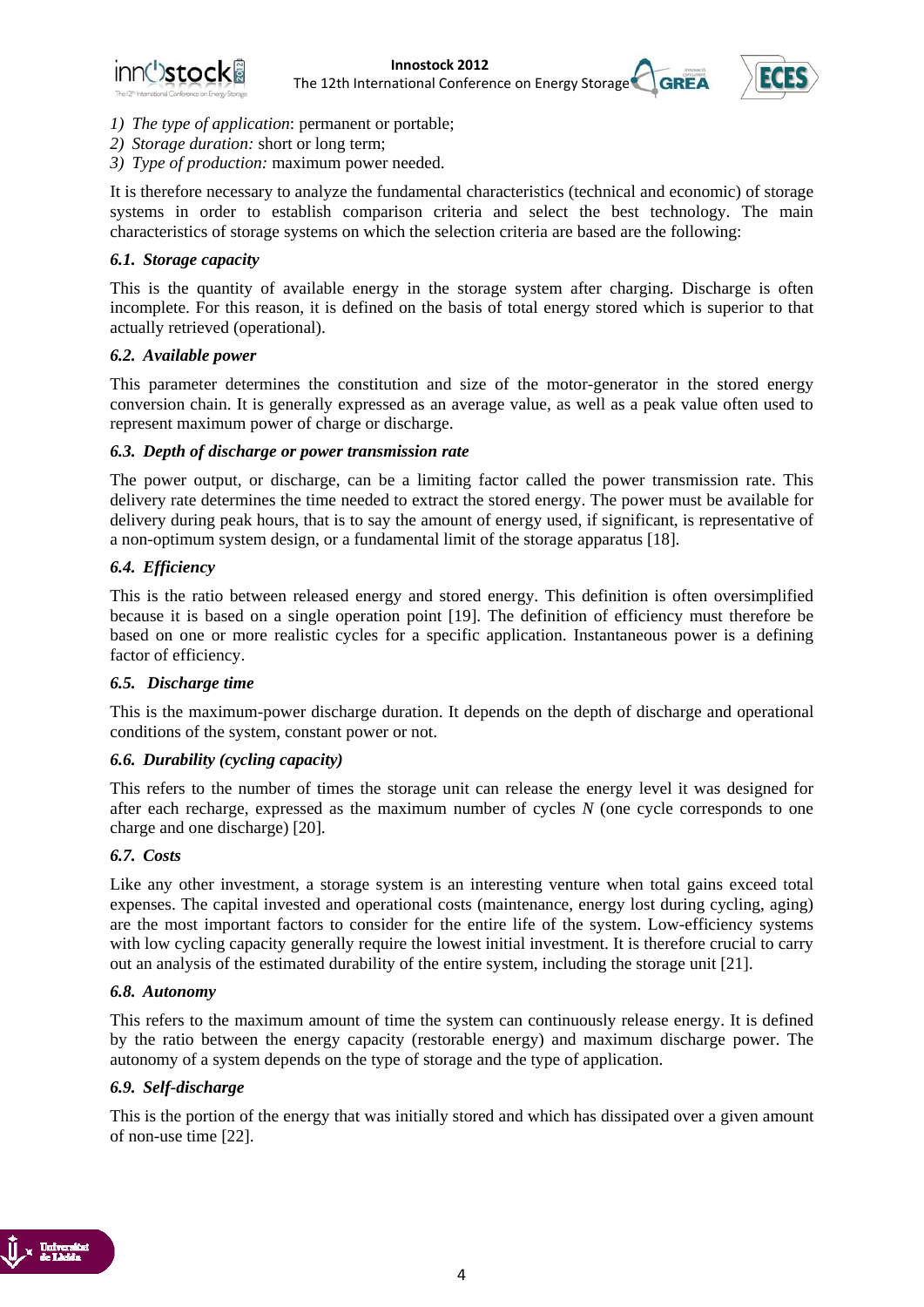1) *The type of application*: permanent or portable;
2) *Storage duration:* short or long term;
3) *Type of production:* maximum power needed.

It is therefore necessary to analyze the fundamental characteristics (technical and economic) of storage systems in order to establish comparison criteria and select the best technology. The main characteristics of storage systems on which the selection criteria are based are the following:

### *6.1. Storage capacity*

This is the quantity of available energy in the storage system after charging. Discharge is often incomplete. For this reason, it is defined on the basis of total energy stored which is superior to that actually retrieved (operational).

### *6.2. Available power*

This parameter determines the constitution and size of the motor-generator in the stored energy conversion chain. It is generally expressed as an average value, as well as a peak value often used to represent maximum power of charge or discharge.

### *6.3. Depth of discharge or power transmission rate*

The power output, or discharge, can be a limiting factor called the power transmission rate. This delivery rate determines the time needed to extract the stored energy. The power must be available for delivery during peak hours, that is to say the amount of energy used, if significant, is representative of a non-optimum system design, or a fundamental limit of the storage apparatus [18].

### *6.4. Efficiency*

This is the ratio between released energy and stored energy. This definition is often oversimplified because it is based on a single operation point [19]. The definition of efficiency must therefore be based on one or more realistic cycles for a specific application. Instantaneous power is a defining factor of efficiency.

### *6.5. Discharge time*

This is the maximum-power discharge duration. It depends on the depth of discharge and operational conditions of the system, constant power or not.

### *6.6. Durability (cycling capacity)*

This refers to the number of times the storage unit can release the energy level it was designed for after each recharge, expressed as the maximum number of cycles $N$ (one cycle corresponds to one charge and one discharge) [20].

### *6.7. Costs*

Like any other investment, a storage system is an interesting venture when total gains exceed total expenses. The capital invested and operational costs (maintenance, energy lost during cycling, aging) are the most important factors to consider for the entire life of the system. Low-efficiency systems with low cycling capacity generally require the lowest initial investment. It is therefore crucial to carry out an analysis of the estimated durability of the entire system, including the storage unit [21].

### *6.8. Autonomy*

This refers to the maximum amount of time the system can continuously release energy. It is defined by the ratio between the energy capacity (restorable energy) and maximum discharge power. The autonomy of a system depends on the type of storage and the type of application.

### *6.9. Self-discharge*

This is the portion of the energy that was initially stored and which has dissipated over a given amount of non-use time [22].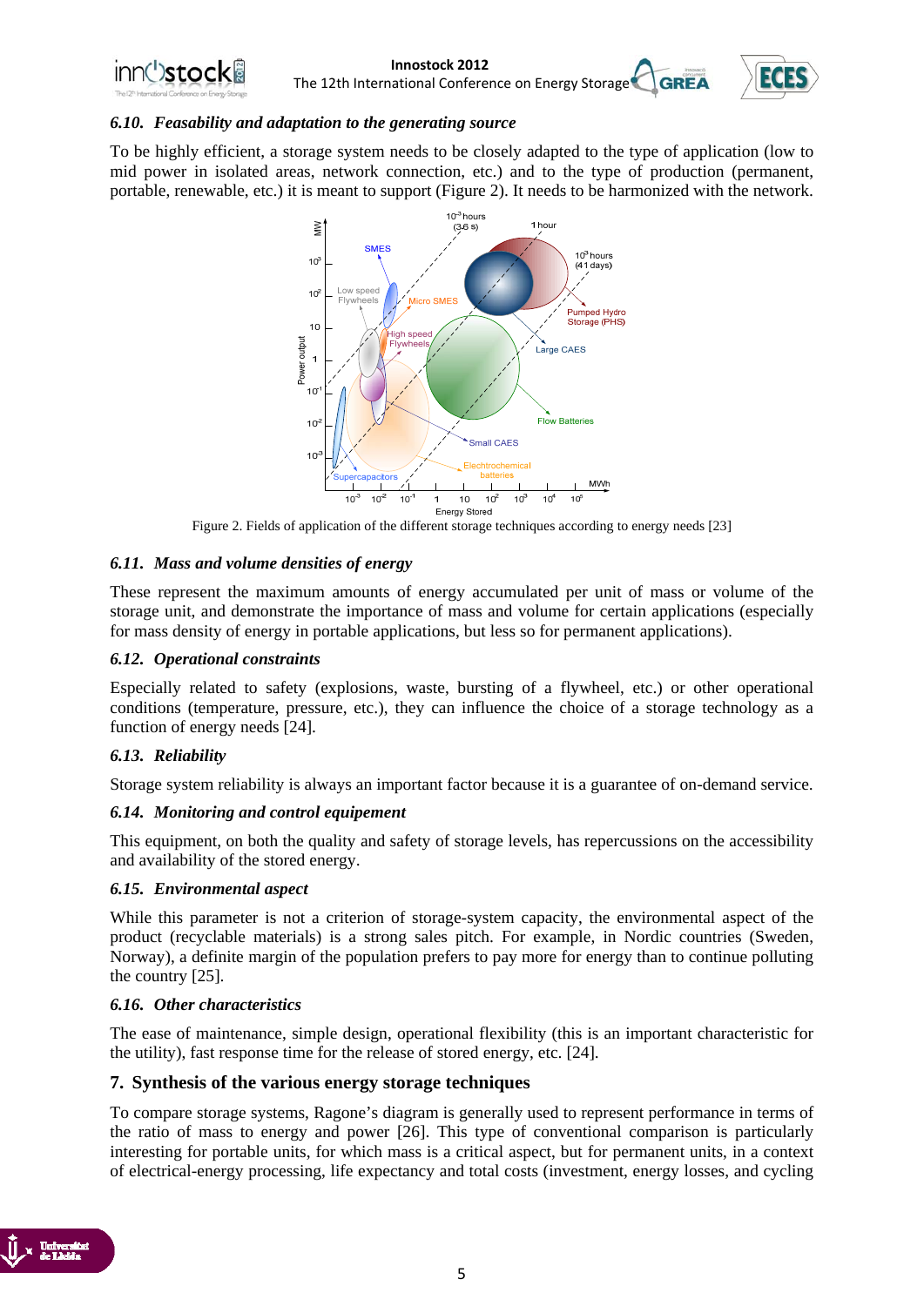### 6.10. *Feasability and adaptation to the generating source*

To be highly efficient, a storage system needs to be closely adapted to the type of application (low to mid power in isolated areas, network connection, etc.) and to the type of production (permanent, portable, renewable, etc.) it is meant to support (Figure 2). It needs to be harmonized with the network.

Figure 2. Fields of application of the different storage techniques according to energy needs [23]

### 6.11. *Mass and volume densities of energy*

These represent the maximum amounts of energy accumulated per unit of mass or volume of the storage unit, and demonstrate the importance of mass and volume for certain applications (especially for mass density of energy in portable applications, but less so for permanent applications).

### 6.12. *Operational constraints*

Especially related to safety (explosions, waste, bursting of a flywheel, etc.) or other operational conditions (temperature, pressure, etc.), they can influence the choice of a storage technology as a function of energy needs [24].

### 6.13. *Reliability*

Storage system reliability is always an important factor because it is a guarantee of on-demand service.

### 6.14. *Monitoring and control equipement*

This equipment, on both the quality and safety of storage levels, has repercussions on the accessibility and availability of the stored energy.

### 6.15. *Environmental aspect*

While this parameter is not a criterion of storage-system capacity, the environmental aspect of the product (recyclable materials) is a strong sales pitch. For example, in Nordic countries (Sweden, Norway), a definite margin of the population prefers to pay more for energy than to continue polluting the country [25].

### 6.16. *Other characteristics*

The ease of maintenance, simple design, operational flexibility (this is an important characteristic for the utility), fast response time for the release of stored energy, etc. [24].

## 7. Synthesis of the various energy storage techniques

To compare storage systems, Ragone's diagram is generally used to represent performance in terms of the ratio of mass to energy and power [26]. This type of conventional comparison is particularly interesting for portable units, for which mass is a critical aspect, but for permanent units, in a context of electrical-energy processing, life expectancy and total costs (investment, energy losses, and cycling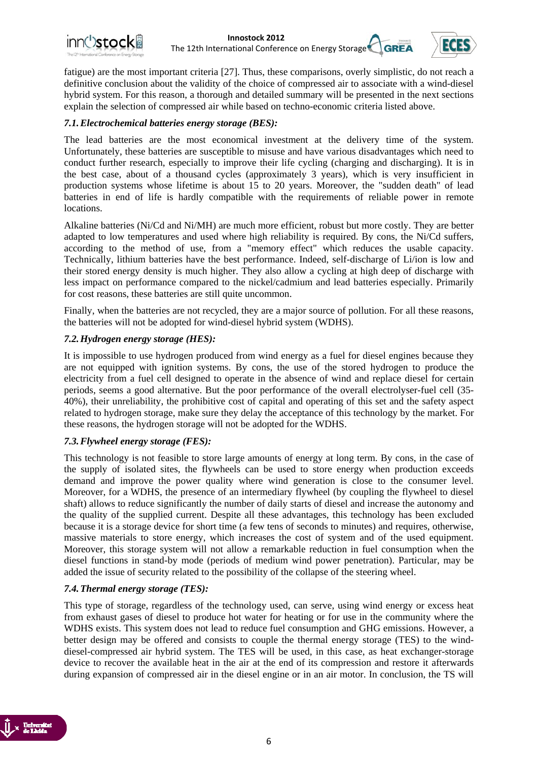fatigue) are the most important criteria [27]. Thus, these comparisons, overly simplistic, do not reach a definitive conclusion about the validity of the choice of compressed air to associate with a wind-diesel hybrid system. For this reason, a thorough and detailed summary will be presented in the next sections explain the selection of compressed air while based on techno-economic criteria listed above.

### *7.1. Electrochemical batteries energy storage (BES):*

The lead batteries are the most economical investment at the delivery time of the system. Unfortunately, these batteries are susceptible to misuse and have various disadvantages which need to conduct further research, especially to improve their life cycling (charging and discharging). It is in the best case, about of a thousand cycles (approximately 3 years), which is very insufficient in production systems whose lifetime is about 15 to 20 years. Moreover, the "sudden death" of lead batteries in end of life is hardly compatible with the requirements of reliable power in remote locations.

Alkaline batteries (Ni/Cd and Ni/MH) are much more efficient, robust but more costly. They are better adapted to low temperatures and used where high reliability is required. By cons, the Ni/Cd suffers, according to the method of use, from a "memory effect" which reduces the usable capacity. Technically, lithium batteries have the best performance. Indeed, self-discharge of Li/ion is low and their stored energy density is much higher. They also allow a cycling at high deep of discharge with less impact on performance compared to the nickel/cadmium and lead batteries especially. Primarily for cost reasons, these batteries are still quite uncommon.

Finally, when the batteries are not recycled, they are a major source of pollution. For all these reasons, the batteries will not be adopted for wind-diesel hybrid system (WDHS).

### *7.2. Hydrogen energy storage (HES):*

It is impossible to use hydrogen produced from wind energy as a fuel for diesel engines because they are not equipped with ignition systems. By cons, the use of the stored hydrogen to produce the electricity from a fuel cell designed to operate in the absence of wind and replace diesel for certain periods, seems a good alternative. But the poor performance of the overall electrolyser-fuel cell (35-40%), their unreliability, the prohibitive cost of capital and operating of this set and the safety aspect related to hydrogen storage, make sure they delay the acceptance of this technology by the market. For these reasons, the hydrogen storage will not be adopted for the WDHS.

### *7.3. Flywheel energy storage (FES):*

This technology is not feasible to store large amounts of energy at long term. By cons, in the case of the supply of isolated sites, the flywheels can be used to store energy when production exceeds demand and improve the power quality where wind generation is close to the consumer level. Moreover, for a WDHS, the presence of an intermediary flywheel (by coupling the flywheel to diesel shaft) allows to reduce significantly the number of daily starts of diesel and increase the autonomy and the quality of the supplied current. Despite all these advantages, this technology has been excluded because it is a storage device for short time (a few tens of seconds to minutes) and requires, otherwise, massive materials to store energy, which increases the cost of system and of the used equipment. Moreover, this storage system will not allow a remarkable reduction in fuel consumption when the diesel functions in stand-by mode (periods of medium wind power penetration). Particular, may be added the issue of security related to the possibility of the collapse of the steering wheel.

### *7.4. Thermal energy storage (TES):*

This type of storage, regardless of the technology used, can serve, using wind energy or excess heat from exhaust gases of diesel to produce hot water for heating or for use in the community where the WDHS exists. This system does not lead to reduce fuel consumption and GHG emissions. However, a better design may be offered and consists to couple the thermal energy storage (TES) to the wind-diesel-compressed air hybrid system. The TES will be used, in this case, as heat exchanger-storage device to recover the available heat in the air at the end of its compression and restore it afterwards during expansion of compressed air in the diesel engine or in an air motor. In conclusion, the TS will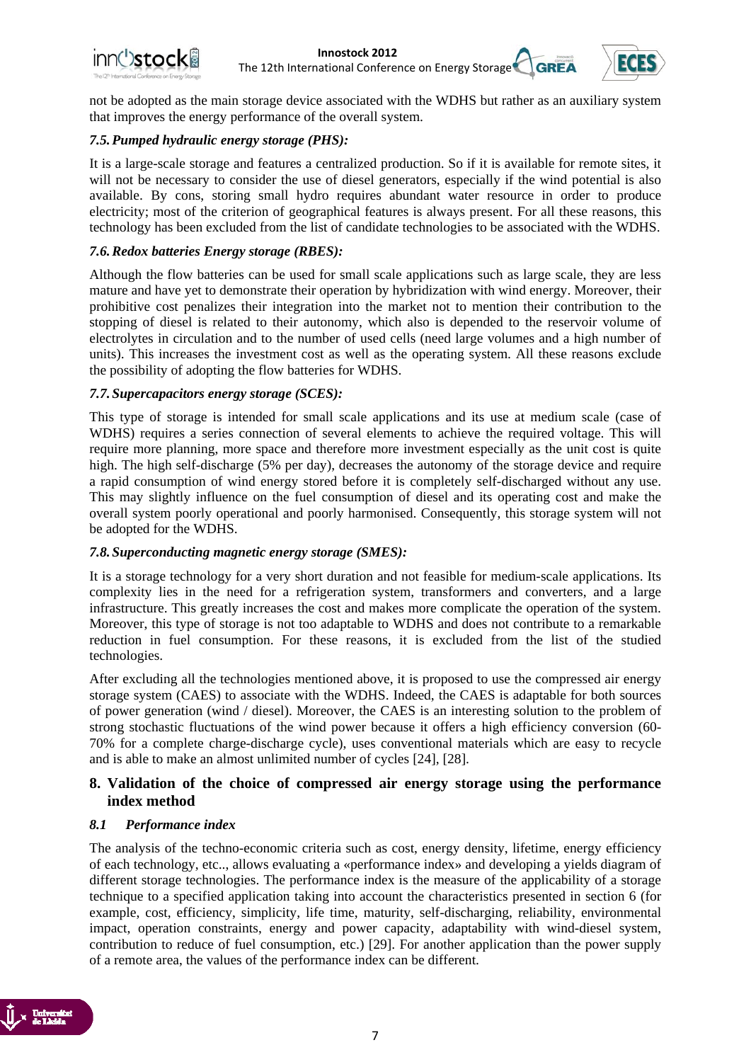not be adopted as the main storage device associated with the WDHS but rather as an auxiliary system that improves the energy performance of the overall system.

### *7.5. Pumped hydraulic energy storage (PHS):*

It is a large-scale storage and features a centralized production. So if it is available for remote sites, it will not be necessary to consider the use of diesel generators, especially if the wind potential is also available. By cons, storing small hydro requires abundant water resource in order to produce electricity; most of the criterion of geographical features is always present. For all these reasons, this technology has been excluded from the list of candidate technologies to be associated with the WDHS.

### *7.6. Redox batteries Energy storage (RBES):*

Although the flow batteries can be used for small scale applications such as large scale, they are less mature and have yet to demonstrate their operation by hybridization with wind energy. Moreover, their prohibitive cost penalizes their integration into the market not to mention their contribution to the stopping of diesel is related to their autonomy, which also is depended to the reservoir volume of electrolytes in circulation and to the number of used cells (need large volumes and a high number of units). This increases the investment cost as well as the operating system. All these reasons exclude the possibility of adopting the flow batteries for WDHS.

### *7.7. Supercapacitors energy storage (SCES):*

This type of storage is intended for small scale applications and its use at medium scale (case of WDHS) requires a series connection of several elements to achieve the required voltage. This will require more planning, more space and therefore more investment especially as the unit cost is quite high. The high self-discharge (5% per day), decreases the autonomy of the storage device and require a rapid consumption of wind energy stored before it is completely self-discharged without any use. This may slightly influence on the fuel consumption of diesel and its operating cost and make the overall system poorly operational and poorly harmonised. Consequently, this storage system will not be adopted for the WDHS.

### *7.8. Superconducting magnetic energy storage (SMES):*

It is a storage technology for a very short duration and not feasible for medium-scale applications. Its complexity lies in the need for a refrigeration system, transformers and converters, and a large infrastructure. This greatly increases the cost and makes more complicate the operation of the system. Moreover, this type of storage is not too adaptable to WDHS and does not contribute to a remarkable reduction in fuel consumption. For these reasons, it is excluded from the list of the studied technologies.

After excluding all the technologies mentioned above, it is proposed to use the compressed air energy storage system (CAES) to associate with the WDHS. Indeed, the CAES is adaptable for both sources of power generation (wind / diesel). Moreover, the CAES is an interesting solution to the problem of strong stochastic fluctuations of the wind power because it offers a high efficiency conversion (60-70% for a complete charge-discharge cycle), uses conventional materials which are easy to recycle and is able to make an almost unlimited number of cycles [24], [28].

## 8. Validation of the choice of compressed air energy storage using the performance index method

### *8.1 Performance index*

The analysis of the techno-economic criteria such as cost, energy density, lifetime, energy efficiency of each technology, etc.., allows evaluating a «performance index» and developing a yields diagram of different storage technologies. The performance index is the measure of the applicability of a storage technique to a specified application taking into account the characteristics presented in section 6 (for example, cost, efficiency, simplicity, life time, maturity, self-discharging, reliability, environmental impact, operation constraints, energy and power capacity, adaptability with wind-diesel system, contribution to reduce of fuel consumption, etc.) [29]. For another application than the power supply of a remote area, the values of the performance index can be different.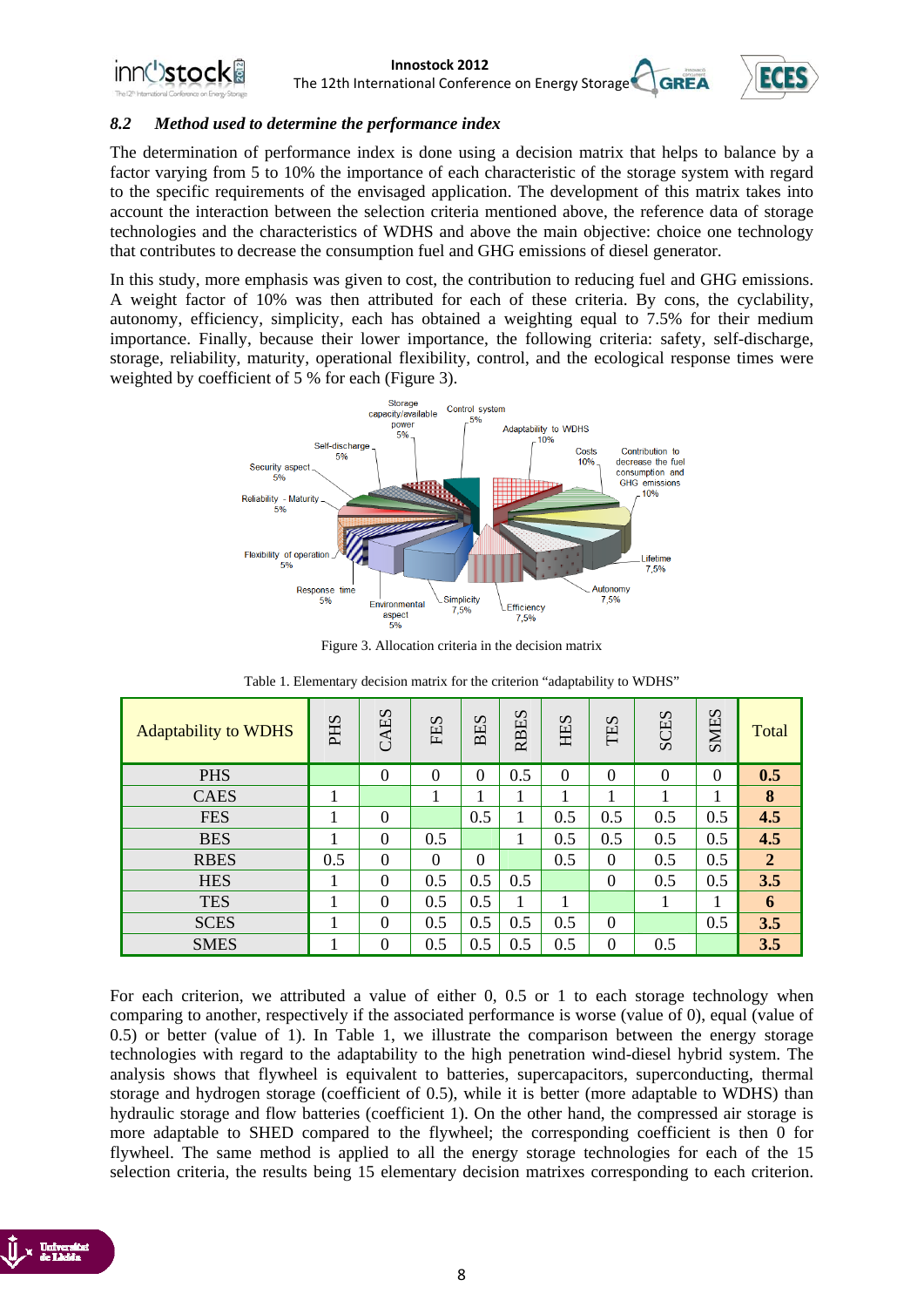### *8.2 Method used to determine the performance index*

The determination of performance index is done using a decision matrix that helps to balance by a factor varying from 5 to 10% the importance of each characteristic of the storage system with regard to the specific requirements of the envisaged application. The development of this matrix takes into account the interaction between the selection criteria mentioned above, the reference data of storage technologies and the characteristics of WDHS and above the main objective: choice one technology that contributes to decrease the consumption fuel and GHG emissions of diesel generator.

In this study, more emphasis was given to cost, the contribution to reducing fuel and GHG emissions. A weight factor of 10% was then attributed for each of these criteria. By cons, the cyclability, autonomy, efficiency, simplicity, each has obtained a weighting equal to 7.5% for their medium importance. Finally, because their lower importance, the following criteria: safety, self-discharge, storage, reliability, maturity, operational flexibility, control, and the ecological response times were weighted by coefficient of 5 % for each (Figure 3).

Figure 3. Allocation criteria in the decision matrix

Table 1. Elementary decision matrix for the criterion "adaptability to WDHS"

| Adaptability to WDHS | PHS | CAES | FES | BES | RBES | HES | TES | SCES | SMES | Total |
|---|---|---|---|---|---|---|---|---|---|---|
| PHS | | 0 | 0 | 0 | 0.5 | 0 | 0 | 0 | 0 | **0.5** |
| CAES | 1 | | 1 | 1 | 1 | 1 | 1 | 1 | 1 | **8** |
| FES | 1 | 0 | | 0.5 | 1 | 0.5 | 0.5 | 0.5 | 0.5 | **4.5** |
| BES | 1 | 0 | 0.5 | | 1 | 0.5 | 0.5 | 0.5 | 0.5 | **4.5** |
| RBES | 0.5 | 0 | 0 | 0 | | 0.5 | 0 | 0.5 | 0.5 | **2** |
| HES | 1 | 0 | 0.5 | 0.5 | 0.5 | | 0 | 0.5 | 0.5 | **3.5** |
| TES | 1 | 0 | 0.5 | 0.5 | 1 | 1 | | 1 | 1 | **6** |
| SCES | 1 | 0 | 0.5 | 0.5 | 0.5 | 0.5 | 0 | | 0.5 | **3.5** |
| SMES | 1 | 0 | 0.5 | 0.5 | 0.5 | 0.5 | 0 | 0.5 | | **3.5** |

For each criterion, we attributed a value of either 0, 0.5 or 1 to each storage technology when comparing to another, respectively if the associated performance is worse (value of 0), equal (value of 0.5) or better (value of 1). In Table 1, we illustrate the comparison between the energy storage technologies with regard to the adaptability to the high penetration wind-diesel hybrid system. The analysis shows that flywheel is equivalent to batteries, supercapacitors, superconducting, thermal storage and hydrogen storage (coefficient of 0.5), while it is better (more adaptable to WDHS) than hydraulic storage and flow batteries (coefficient 1). On the other hand, the compressed air storage is more adaptable to SHED compared to the flywheel; the corresponding coefficient is then 0 for flywheel. The same method is applied to all the energy storage technologies for each of the 15 selection criteria, the results being 15 elementary decision matrixes corresponding to each criterion.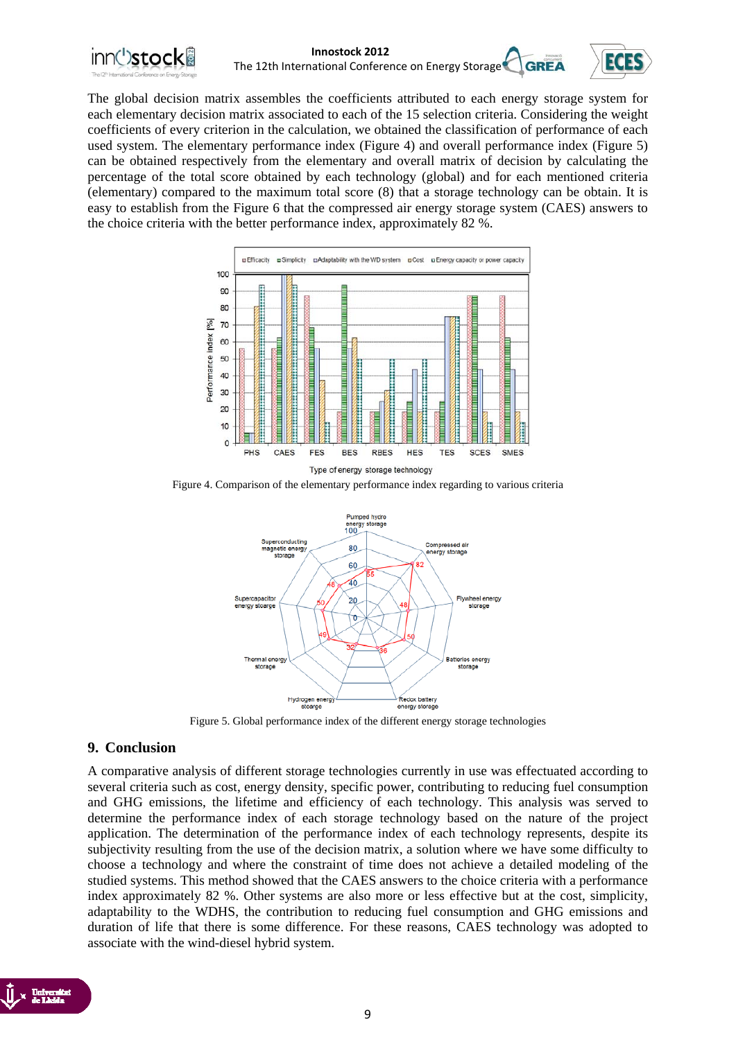The global decision matrix assembles the coefficients attributed to each energy storage system for each elementary decision matrix associated to each of the 15 selection criteria. Considering the weight coefficients of every criterion in the calculation, we obtained the classification of performance of each used system. The elementary performance index (Figure 4) and overall performance index (Figure 5) can be obtained respectively from the elementary and overall matrix of decision by calculating the percentage of the total score obtained by each technology (global) and for each mentioned criteria (elementary) compared to the maximum total score (8) that a storage technology can be obtain. It is easy to establish from the Figure 6 that the compressed air energy storage system (CAES) answers to the choice criteria with the better performance index, approximately 82 %.

Figure 4. Comparison of the elementary performance index regarding to various criteria

Figure 5. Global performance index of the different energy storage technologies

## 9. Conclusion

A comparative analysis of different storage technologies currently in use was effectuated according to several criteria such as cost, energy density, specific power, contributing to reducing fuel consumption and GHG emissions, the lifetime and efficiency of each technology. This analysis was served to determine the performance index of each storage technology based on the nature of the project application. The determination of the performance index of each technology represents, despite its subjectivity resulting from the use of the decision matrix, a solution where we have some difficulty to choose a technology and where the constraint of time does not achieve a detailed modeling of the studied systems. This method showed that the CAES answers to the choice criteria with a performance index approximately 82 %. Other systems are also more or less effective but at the cost, simplicity, adaptability to the WDHS, the contribution to reducing fuel consumption and GHG emissions and duration of life that there is some difference. For these reasons, CAES technology was adopted to associate with the wind-diesel hybrid system.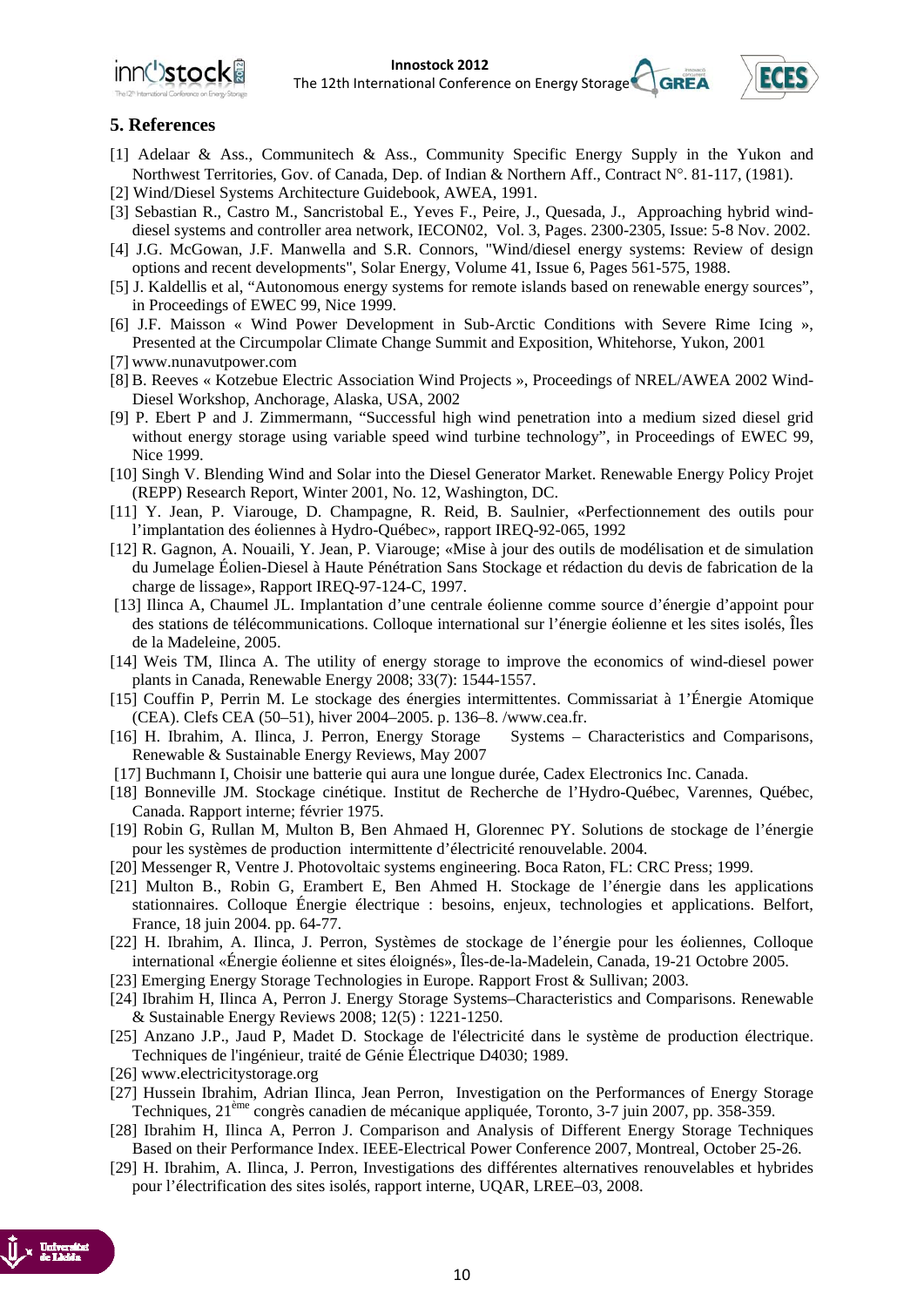## 5. References

[1] Adelaar & Ass., Communitech & Ass., Community Specific Energy Supply in the Yukon and Northwest Territories, Gov. of Canada, Dep. of Indian & Northern Aff., Contract N°. 81-117, (1981).

[2] Wind/Diesel Systems Architecture Guidebook, AWEA, 1991.

[3] Sebastian R., Castro M., Sancristobal E., Yeves F., Peire, J., Quesada, J., Approaching hybrid wind-diesel systems and controller area network, IECON02, Vol. 3, Pages. 2300-2305, Issue: 5-8 Nov. 2002.

[4] J.G. McGowan, J.F. Manwella and S.R. Connors, "Wind/diesel energy systems: Review of design options and recent developments", Solar Energy, Volume 41, Issue 6, Pages 561-575, 1988.

[5] J. Kaldellis et al, “Autonomous energy systems for remote islands based on renewable energy sources”, in Proceedings of EWEC 99, Nice 1999.

[6] J.F. Maisson « Wind Power Development in Sub-Arctic Conditions with Severe Rime Icing », Presented at the Circumpolar Climate Change Summit and Exposition, Whitehorse, Yukon, 2001

[7] www.nunavutpower.com

[8] B. Reeves « Kotzebue Electric Association Wind Projects », Proceedings of NREL/AWEA 2002 Wind-Diesel Workshop, Anchorage, Alaska, USA, 2002

[9] P. Ebert P and J. Zimmermann, “Successful high wind penetration into a medium sized diesel grid without energy storage using variable speed wind turbine technology”, in Proceedings of EWEC 99, Nice 1999.

[10] Singh V. Blending Wind and Solar into the Diesel Generator Market. Renewable Energy Policy Projet (REPP) Research Report, Winter 2001, No. 12, Washington, DC.

[11] Y. Jean, P. Viarouge, D. Champagne, R. Reid, B. Saulnier, «Perfectionnement des outils pour l’implantation des éoliennes à Hydro-Québec», rapport IREQ-92-065, 1992

[12] R. Gagnon, A. Nouaili, Y. Jean, P. Viarouge; «Mise à jour des outils de modélisation et de simulation du Jumelage Éolien-Diesel à Haute Pénétration Sans Stockage et rédaction du devis de fabrication de la charge de lissage», Rapport IREQ-97-124-C, 1997.

[13] Ilinca A, Chaumel JL. Implantation d’une centrale éolienne comme source d’énergie d’appoint pour des stations de télécommunications. Colloque international sur l’énergie éolienne et les sites isolés, Îles de la Madeleine, 2005.

[14] Weis TM, Ilinca A. The utility of energy storage to improve the economics of wind-diesel power plants in Canada, Renewable Energy 2008; 33(7): 1544-1557.

[15] Couffin P, Perrin M. Le stockage des énergies intermittentes. Commissariat à 1’Énergie Atomique (CEA). Clefs CEA (50–51), hiver 2004–2005. p. 136–8. /www.cea.fr.

[16] H. Ibrahim, A. Ilinca, J. Perron, Energy Storage Systems – Characteristics and Comparisons, Renewable & Sustainable Energy Reviews, May 2007

[17] Buchmann I, Choisir une batterie qui aura une longue durée, Cadex Electronics Inc. Canada.

[18] Bonneville JM. Stockage cinétique. Institut de Recherche de l’Hydro-Québec, Varennes, Québec, Canada. Rapport interne; février 1975.

[19] Robin G, Rullan M, Multon B, Ben Ahmaed H, Glorennec PY. Solutions de stockage de l’énergie pour les systèmes de production intermittente d’électricité renouvelable. 2004.

[20] Messenger R, Ventre J. Photovoltaic systems engineering. Boca Raton, FL: CRC Press; 1999.

[21] Multon B., Robin G, Erambert E, Ben Ahmed H. Stockage de l’énergie dans les applications stationnaires. Colloque Énergie électrique : besoins, enjeux, technologies et applications. Belfort, France, 18 juin 2004. pp. 64-77.

[22] H. Ibrahim, A. Ilinca, J. Perron, Systèmes de stockage de l’énergie pour les éoliennes, Colloque international «Énergie éolienne et sites éloignés», Îles-de-la-Madelein, Canada, 19-21 Octobre 2005.

[23] Emerging Energy Storage Technologies in Europe. Rapport Frost & Sullivan; 2003.

[24] Ibrahim H, Ilinca A, Perron J. Energy Storage Systems–Characteristics and Comparisons. Renewable & Sustainable Energy Reviews 2008; 12(5) : 1221-1250.

[25] Anzano J.P., Jaud P, Madet D. Stockage de l'électricité dans le système de production électrique. Techniques de l'ingénieur, traité de Génie Électrique D4030; 1989.

[26] www.electricitystorage.org

[27] Hussein Ibrahim, Adrian Ilinca, Jean Perron, Investigation on the Performances of Energy Storage Techniques, 21ème congrès canadien de mécanique appliquée, Toronto, 3-7 juin 2007, pp. 358-359.

[28] Ibrahim H, Ilinca A, Perron J. Comparison and Analysis of Different Energy Storage Techniques Based on their Performance Index. IEEE-Electrical Power Conference 2007, Montreal, October 25-26.

[29] H. Ibrahim, A. Ilinca, J. Perron, Investigations des différentes alternatives renouvelables et hybrides pour l’électrification des sites isolés, rapport interne, UQAR, LREE–03, 2008.